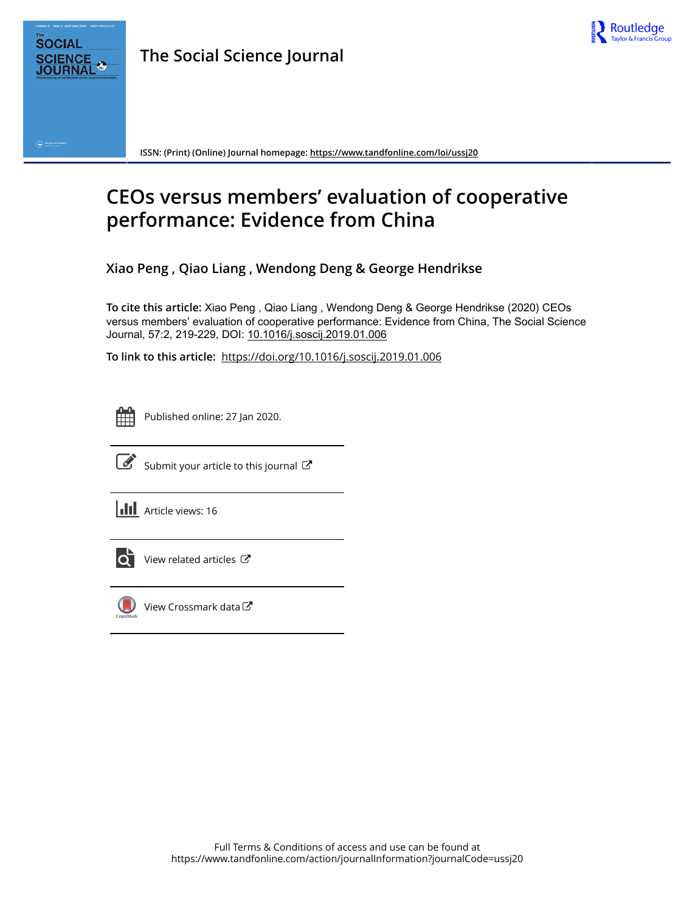The Social Science Journal

ISSN: (Print) (Online) Journal homepage: https://www.tandfonline.com/loi/ussj20

# CEOs versus members' evaluation of cooperative performance: Evidence from China

Xiao Peng , Qiao Liang , Wendong Deng & George Hendrikse

**To cite this article:** Xiao Peng , Qiao Liang , Wendong Deng & George Hendrikse (2020) CEOs versus members' evaluation of cooperative performance: Evidence from China, The Social Science Journal, 57:2, 219-229, DOI: 10.1016/j.soscij.2019.01.006

**To link to this article:** https://doi.org/10.1016/j.soscij.2019.01.006

Published online: 27 Jan 2020.

Submit your article to this journal

Article views: 16

View related articles

View Crossmark data

Full Terms & Conditions of access and use can be found at
https://www.tandfonline.com/action/journalInformation?journalCode=ussj20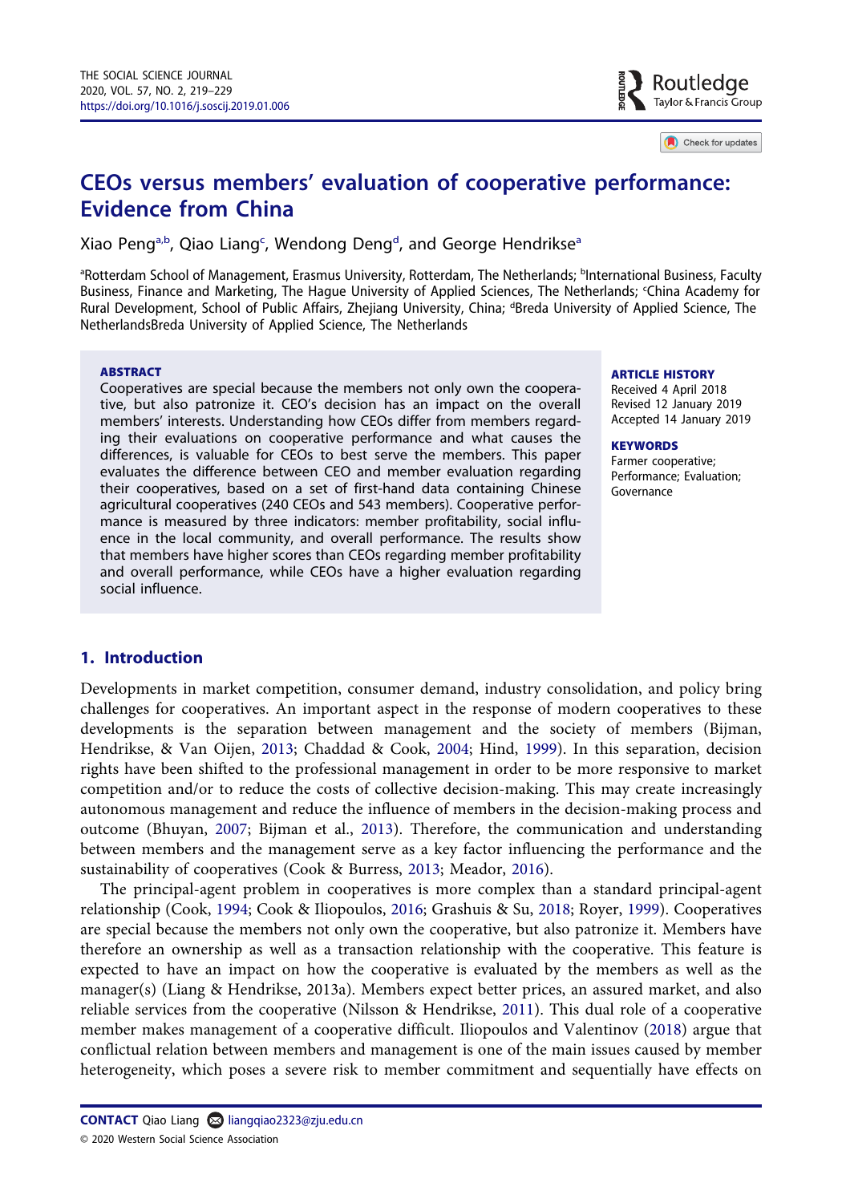# CEOs versus members' evaluation of cooperative performance: Evidence from China

Xiao Peng[a,b], Qiao Liang[c], Wendong Deng[d], and George Hendrikse[a]

[a]Rotterdam School of Management, Erasmus University, Rotterdam, The Netherlands; [b]International Business, Faculty Business, Finance and Marketing, The Hague University of Applied Sciences, The Netherlands; [c]China Academy for Rural Development, School of Public Affairs, Zhejiang University, China; [d]Breda University of Applied Science, The NetherlandsBreda University of Applied Science, The Netherlands

**ABSTRACT**

Cooperatives are special because the members not only own the cooperative, but also patronize it. CEO's decision has an impact on the overall members' interests. Understanding how CEOs differ from members regarding their evaluations on cooperative performance and what causes the differences, is valuable for CEOs to best serve the members. This paper evaluates the difference between CEO and member evaluation regarding their cooperatives, based on a set of first-hand data containing Chinese agricultural cooperatives (240 CEOs and 543 members). Cooperative performance is measured by three indicators: member profitability, social influence in the local community, and overall performance. The results show that members have higher scores than CEOs regarding member profitability and overall performance, while CEOs have a higher evaluation regarding social influence.

**ARTICLE HISTORY**

Received 4 April 2018
Revised 12 January 2019
Accepted 14 January 2019

**KEYWORDS**

Farmer cooperative; Performance; Evaluation; Governance

## 1. Introduction

Developments in market competition, consumer demand, industry consolidation, and policy bring challenges for cooperatives. An important aspect in the response of modern cooperatives to these developments is the separation between management and the society of members (Bijman, Hendrikse, & Van Oijen, 2013; Chaddad & Cook, 2004; Hind, 1999). In this separation, decision rights have been shifted to the professional management in order to be more responsive to market competition and/or to reduce the costs of collective decision-making. This may create increasingly autonomous management and reduce the influence of members in the decision-making process and outcome (Bhuyan, 2007; Bijman et al., 2013). Therefore, the communication and understanding between members and the management serve as a key factor influencing the performance and the sustainability of cooperatives (Cook & Burress, 2013; Meador, 2016).

The principal-agent problem in cooperatives is more complex than a standard principal-agent relationship (Cook, 1994; Cook & Iliopoulos, 2016; Grashuis & Su, 2018; Royer, 1999). Cooperatives are special because the members not only own the cooperative, but also patronize it. Members have therefore an ownership as well as a transaction relationship with the cooperative. This feature is expected to have an impact on how the cooperative is evaluated by the members as well as the manager(s) (Liang & Hendrikse, 2013a). Members expect better prices, an assured market, and also reliable services from the cooperative (Nilsson & Hendrikse, 2011). This dual role of a cooperative member makes management of a cooperative difficult. Iliopoulos and Valentinov (2018) argue that conflictual relation between members and management is one of the main issues caused by member heterogeneity, which poses a severe risk to member commitment and sequentially have effects on

**CONTACT** Qiao Liang liangqiao2323@zju.edu.cn

© 2020 Western Social Science Association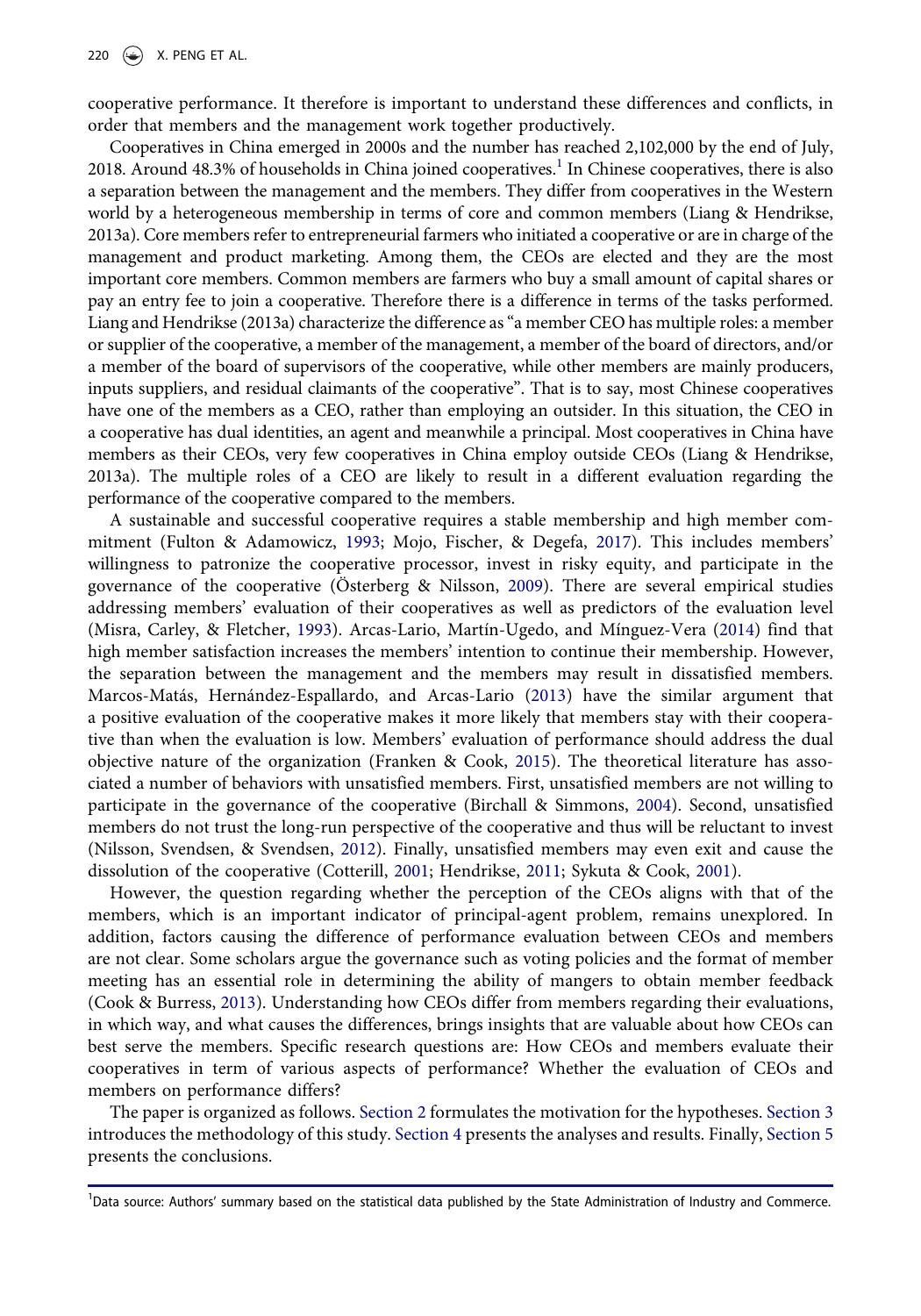cooperative performance. It therefore is important to understand these differences and conflicts, in order that members and the management work together productively.

Cooperatives in China emerged in 2000s and the number has reached 2,102,000 by the end of July, 2018. Around 48.3% of households in China joined cooperatives.[1] In Chinese cooperatives, there is also a separation between the management and the members. They differ from cooperatives in the Western world by a heterogeneous membership in terms of core and common members (Liang & Hendrikse, 2013a). Core members refer to entrepreneurial farmers who initiated a cooperative or are in charge of the management and product marketing. Among them, the CEOs are elected and they are the most important core members. Common members are farmers who buy a small amount of capital shares or pay an entry fee to join a cooperative. Therefore there is a difference in terms of the tasks performed. Liang and Hendrikse (2013a) characterize the difference as "a member CEO has multiple roles: a member or supplier of the cooperative, a member of the management, a member of the board of directors, and/or a member of the board of supervisors of the cooperative, while other members are mainly producers, inputs suppliers, and residual claimants of the cooperative". That is to say, most Chinese cooperatives have one of the members as a CEO, rather than employing an outsider. In this situation, the CEO in a cooperative has dual identities, an agent and meanwhile a principal. Most cooperatives in China have members as their CEOs, very few cooperatives in China employ outside CEOs (Liang & Hendrikse, 2013a). The multiple roles of a CEO are likely to result in a different evaluation regarding the performance of the cooperative compared to the members.

A sustainable and successful cooperative requires a stable membership and high member commitment (Fulton & Adamowicz, 1993; Mojo, Fischer, & Degefa, 2017). This includes members' willingness to patronize the cooperative processor, invest in risky equity, and participate in the governance of the cooperative (Österberg & Nilsson, 2009). There are several empirical studies addressing members' evaluation of their cooperatives as well as predictors of the evaluation level (Misra, Carley, & Fletcher, 1993). Arcas-Lario, Martín-Ugedo, and Mínguez-Vera (2014) find that high member satisfaction increases the members' intention to continue their membership. However, the separation between the management and the members may result in dissatisfied members. Marcos-Matás, Hernández-Espallardo, and Arcas-Lario (2013) have the similar argument that a positive evaluation of the cooperative makes it more likely that members stay with their cooperative than when the evaluation is low. Members' evaluation of performance should address the dual objective nature of the organization (Franken & Cook, 2015). The theoretical literature has associated a number of behaviors with unsatisfied members. First, unsatisfied members are not willing to participate in the governance of the cooperative (Birchall & Simmons, 2004). Second, unsatisfied members do not trust the long-run perspective of the cooperative and thus will be reluctant to invest (Nilsson, Svendsen, & Svendsen, 2012). Finally, unsatisfied members may even exit and cause the dissolution of the cooperative (Cotterill, 2001; Hendrikse, 2011; Sykuta & Cook, 2001).

However, the question regarding whether the perception of the CEOs aligns with that of the members, which is an important indicator of principal-agent problem, remains unexplored. In addition, factors causing the difference of performance evaluation between CEOs and members are not clear. Some scholars argue the governance such as voting policies and the format of member meeting has an essential role in determining the ability of mangers to obtain member feedback (Cook & Burress, 2013). Understanding how CEOs differ from members regarding their evaluations, in which way, and what causes the differences, brings insights that are valuable about how CEOs can best serve the members. Specific research questions are: How CEOs and members evaluate their cooperatives in term of various aspects of performance? Whether the evaluation of CEOs and members on performance differs?

The paper is organized as follows. Section 2 formulates the motivation for the hypotheses. Section 3 introduces the methodology of this study. Section 4 presents the analyses and results. Finally, Section 5 presents the conclusions.

[1]Data source: Authors' summary based on the statistical data published by the State Administration of Industry and Commerce.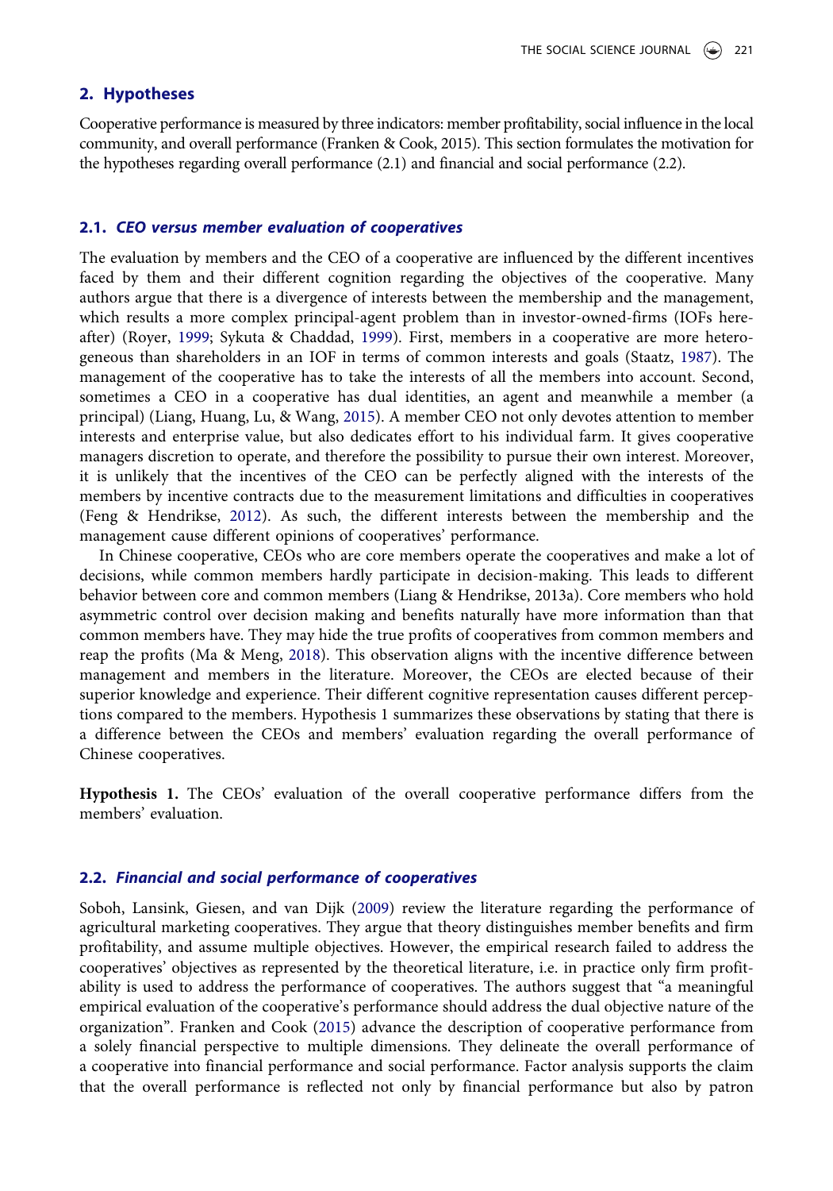## 2. Hypotheses

Cooperative performance is measured by three indicators: member profitability, social influence in the local community, and overall performance (Franken & Cook, 2015). This section formulates the motivation for the hypotheses regarding overall performance (2.1) and financial and social performance (2.2).

### 2.1. *CEO versus member evaluation of cooperatives*

The evaluation by members and the CEO of a cooperative are influenced by the different incentives faced by them and their different cognition regarding the objectives of the cooperative. Many authors argue that there is a divergence of interests between the membership and the management, which results a more complex principal-agent problem than in investor-owned-firms (IOFs hereafter) (Royer, 1999; Sykuta & Chaddad, 1999). First, members in a cooperative are more heterogeneous than shareholders in an IOF in terms of common interests and goals (Staatz, 1987). The management of the cooperative has to take the interests of all the members into account. Second, sometimes a CEO in a cooperative has dual identities, an agent and meanwhile a member (a principal) (Liang, Huang, Lu, & Wang, 2015). A member CEO not only devotes attention to member interests and enterprise value, but also dedicates effort to his individual farm. It gives cooperative managers discretion to operate, and therefore the possibility to pursue their own interest. Moreover, it is unlikely that the incentives of the CEO can be perfectly aligned with the interests of the members by incentive contracts due to the measurement limitations and difficulties in cooperatives (Feng & Hendrikse, 2012). As such, the different interests between the membership and the management cause different opinions of cooperatives' performance.

In Chinese cooperative, CEOs who are core members operate the cooperatives and make a lot of decisions, while common members hardly participate in decision-making. This leads to different behavior between core and common members (Liang & Hendrikse, 2013a). Core members who hold asymmetric control over decision making and benefits naturally have more information than that common members have. They may hide the true profits of cooperatives from common members and reap the profits (Ma & Meng, 2018). This observation aligns with the incentive difference between management and members in the literature. Moreover, the CEOs are elected because of their superior knowledge and experience. Their different cognitive representation causes different perceptions compared to the members. Hypothesis 1 summarizes these observations by stating that there is a difference between the CEOs and members' evaluation regarding the overall performance of Chinese cooperatives.

**Hypothesis 1.** The CEOs' evaluation of the overall cooperative performance differs from the members' evaluation.

### 2.2. *Financial and social performance of cooperatives*

Soboh, Lansink, Giesen, and van Dijk (2009) review the literature regarding the performance of agricultural marketing cooperatives. They argue that theory distinguishes member benefits and firm profitability, and assume multiple objectives. However, the empirical research failed to address the cooperatives' objectives as represented by the theoretical literature, i.e. in practice only firm profitability is used to address the performance of cooperatives. The authors suggest that "a meaningful empirical evaluation of the cooperative's performance should address the dual objective nature of the organization". Franken and Cook (2015) advance the description of cooperative performance from a solely financial perspective to multiple dimensions. They delineate the overall performance of a cooperative into financial performance and social performance. Factor analysis supports the claim that the overall performance is reflected not only by financial performance but also by patron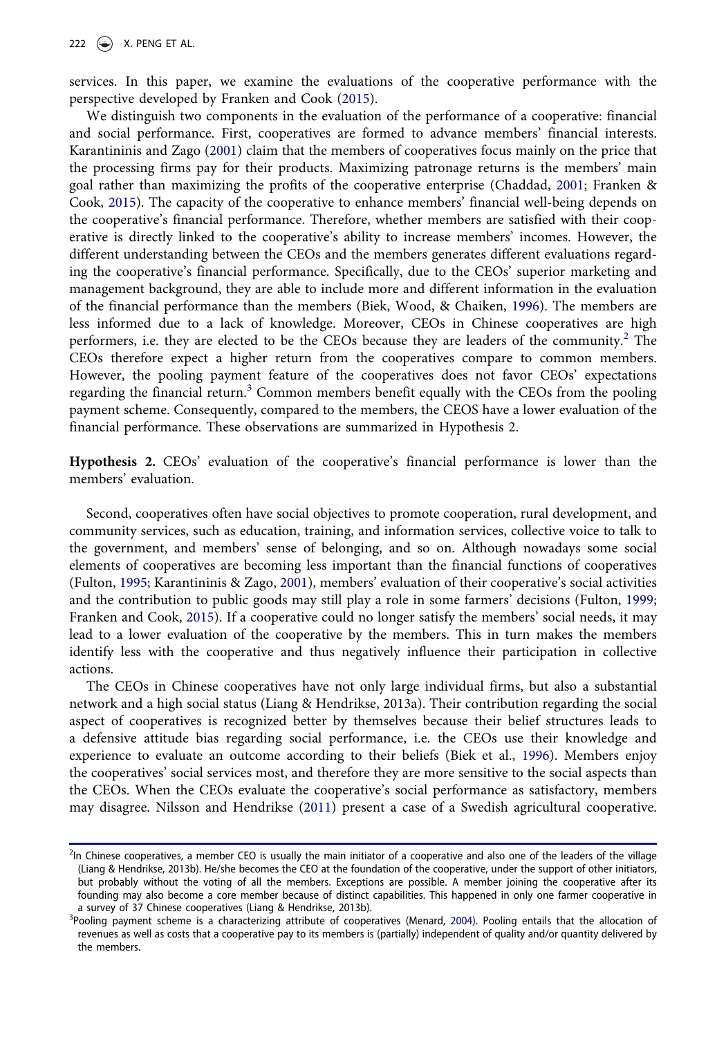services. In this paper, we examine the evaluations of the cooperative performance with the perspective developed by Franken and Cook (2015).

We distinguish two components in the evaluation of the performance of a cooperative: financial and social performance. First, cooperatives are formed to advance members' financial interests. Karantininis and Zago (2001) claim that the members of cooperatives focus mainly on the price that the processing firms pay for their products. Maximizing patronage returns is the members' main goal rather than maximizing the profits of the cooperative enterprise (Chaddad, 2001; Franken & Cook, 2015). The capacity of the cooperative to enhance members' financial well-being depends on the cooperative's financial performance. Therefore, whether members are satisfied with their cooperative is directly linked to the cooperative's ability to increase members' incomes. However, the different understanding between the CEOs and the members generates different evaluations regarding the cooperative's financial performance. Specifically, due to the CEOs' superior marketing and management background, they are able to include more and different information in the evaluation of the financial performance than the members (Biek, Wood, & Chaiken, 1996). The members are less informed due to a lack of knowledge. Moreover, CEOs in Chinese cooperatives are high performers, i.e. they are elected to be the CEOs because they are leaders of the community.[2] The CEOs therefore expect a higher return from the cooperatives compare to common members. However, the pooling payment feature of the cooperatives does not favor CEOs' expectations regarding the financial return.[3] Common members benefit equally with the CEOs from the pooling payment scheme. Consequently, compared to the members, the CEOS have a lower evaluation of the financial performance. These observations are summarized in Hypothesis 2.

**Hypothesis 2.** CEOs' evaluation of the cooperative's financial performance is lower than the members' evaluation.

Second, cooperatives often have social objectives to promote cooperation, rural development, and community services, such as education, training, and information services, collective voice to talk to the government, and members' sense of belonging, and so on. Although nowadays some social elements of cooperatives are becoming less important than the financial functions of cooperatives (Fulton, 1995; Karantininis & Zago, 2001), members' evaluation of their cooperative's social activities and the contribution to public goods may still play a role in some farmers' decisions (Fulton, 1999; Franken and Cook, 2015). If a cooperative could no longer satisfy the members' social needs, it may lead to a lower evaluation of the cooperative by the members. This in turn makes the members identify less with the cooperative and thus negatively influence their participation in collective actions.

The CEOs in Chinese cooperatives have not only large individual firms, but also a substantial network and a high social status (Liang & Hendrikse, 2013a). Their contribution regarding the social aspect of cooperatives is recognized better by themselves because their belief structures leads to a defensive attitude bias regarding social performance, i.e. the CEOs use their knowledge and experience to evaluate an outcome according to their beliefs (Biek et al., 1996). Members enjoy the cooperatives' social services most, and therefore they are more sensitive to the social aspects than the CEOs. When the CEOs evaluate the cooperative's social performance as satisfactory, members may disagree. Nilsson and Hendrikse (2011) present a case of a Swedish agricultural cooperative.

---

[2]In Chinese cooperatives, a member CEO is usually the main initiator of a cooperative and also one of the leaders of the village (Liang & Hendrikse, 2013b). He/she becomes the CEO at the foundation of the cooperative, under the support of other initiators, but probably without the voting of all the members. Exceptions are possible. A member joining the cooperative after its founding may also become a core member because of distinct capabilities. This happened in only one farmer cooperative in a survey of 37 Chinese cooperatives (Liang & Hendrikse, 2013b).

[3]Pooling payment scheme is a characterizing attribute of cooperatives (Menard, 2004). Pooling entails that the allocation of revenues as well as costs that a cooperative pay to its members is (partially) independent of quality and/or quantity delivered by the members.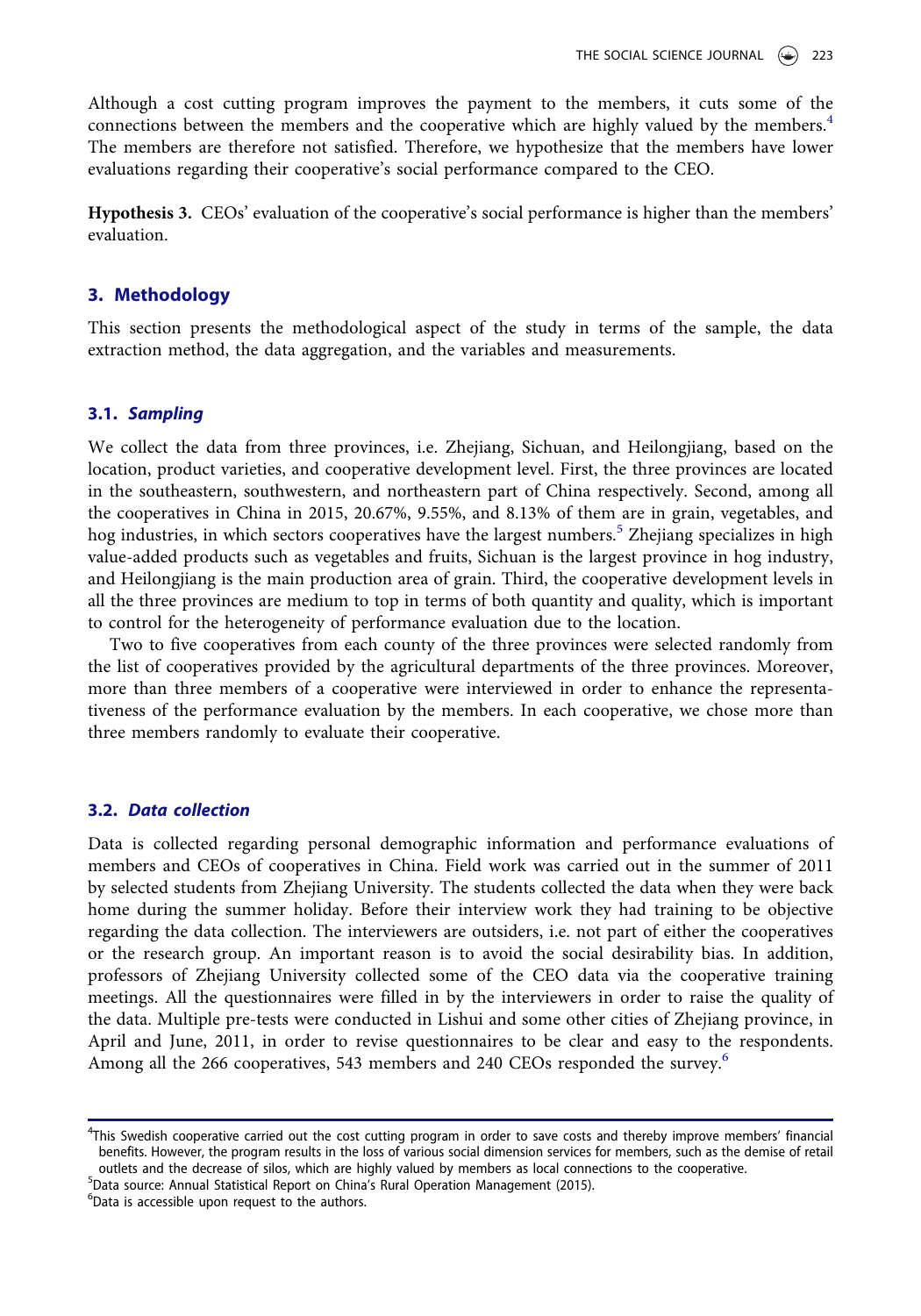Although a cost cutting program improves the payment to the members, it cuts some of the connections between the members and the cooperative which are highly valued by the members.[4] The members are therefore not satisfied. Therefore, we hypothesize that the members have lower evaluations regarding their cooperative's social performance compared to the CEO.

**Hypothesis 3.** CEOs' evaluation of the cooperative's social performance is higher than the members' evaluation.

## 3. Methodology

This section presents the methodological aspect of the study in terms of the sample, the data extraction method, the data aggregation, and the variables and measurements.

### 3.1. *Sampling*

We collect the data from three provinces, i.e. Zhejiang, Sichuan, and Heilongjiang, based on the location, product varieties, and cooperative development level. First, the three provinces are located in the southeastern, southwestern, and northeastern part of China respectively. Second, among all the cooperatives in China in 2015, 20.67%, 9.55%, and 8.13% of them are in grain, vegetables, and hog industries, in which sectors cooperatives have the largest numbers.[5] Zhejiang specializes in high value-added products such as vegetables and fruits, Sichuan is the largest province in hog industry, and Heilongjiang is the main production area of grain. Third, the cooperative development levels in all the three provinces are medium to top in terms of both quantity and quality, which is important to control for the heterogeneity of performance evaluation due to the location.

Two to five cooperatives from each county of the three provinces were selected randomly from the list of cooperatives provided by the agricultural departments of the three provinces. Moreover, more than three members of a cooperative were interviewed in order to enhance the representativeness of the performance evaluation by the members. In each cooperative, we chose more than three members randomly to evaluate their cooperative.

### 3.2. *Data collection*

Data is collected regarding personal demographic information and performance evaluations of members and CEOs of cooperatives in China. Field work was carried out in the summer of 2011 by selected students from Zhejiang University. The students collected the data when they were back home during the summer holiday. Before their interview work they had training to be objective regarding the data collection. The interviewers are outsiders, i.e. not part of either the cooperatives or the research group. An important reason is to avoid the social desirability bias. In addition, professors of Zhejiang University collected some of the CEO data via the cooperative training meetings. All the questionnaires were filled in by the interviewers in order to raise the quality of the data. Multiple pre-tests were conducted in Lishui and some other cities of Zhejiang province, in April and June, 2011, in order to revise questionnaires to be clear and easy to the respondents. Among all the 266 cooperatives, 543 members and 240 CEOs responded the survey.[6]

---

[4]This Swedish cooperative carried out the cost cutting program in order to save costs and thereby improve members' financial benefits. However, the program results in the loss of various social dimension services for members, such as the demise of retail outlets and the decrease of silos, which are highly valued by members as local connections to the cooperative.

[5]Data source: Annual Statistical Report on China's Rural Operation Management (2015).

[6]Data is accessible upon request to the authors.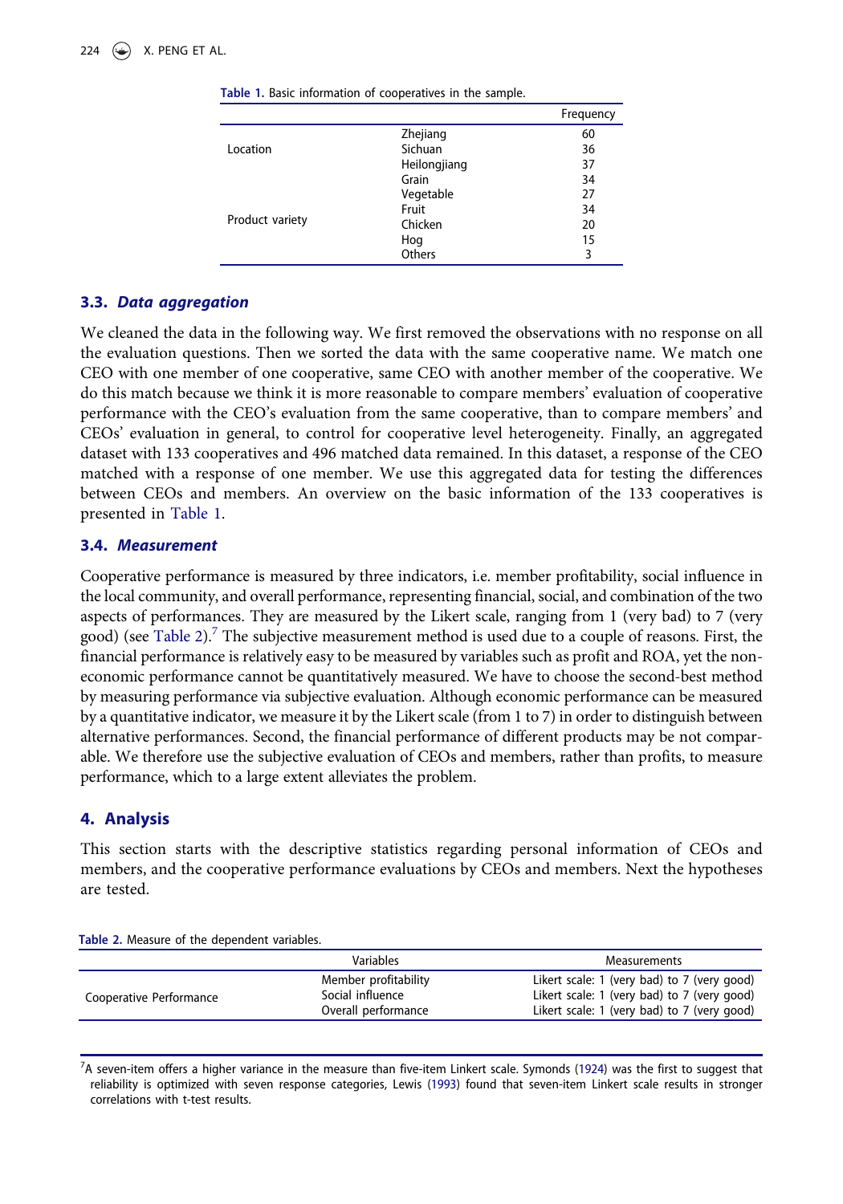Table 1. Basic information of cooperatives in the sample.

| | | Frequency |
|---|---|---|
| Location | Zhejiang | 60 |
| | Sichuan | 36 |
| | Heilongjiang | 37 |
| Product variety | Grain | 34 |
| | Vegetable | 27 |
| | Fruit | 34 |
| | Chicken | 20 |
| | Hog | 15 |
| | Others | 3 |

### 3.3. *Data aggregation*

We cleaned the data in the following way. We first removed the observations with no response on all the evaluation questions. Then we sorted the data with the same cooperative name. We match one CEO with one member of one cooperative, same CEO with another member of the cooperative. We do this match because we think it is more reasonable to compare members' evaluation of cooperative performance with the CEO's evaluation from the same cooperative, than to compare members' and CEOs' evaluation in general, to control for cooperative level heterogeneity. Finally, an aggregated dataset with 133 cooperatives and 496 matched data remained. In this dataset, a response of the CEO matched with a response of one member. We use this aggregated data for testing the differences between CEOs and members. An overview on the basic information of the 133 cooperatives is presented in Table 1.

### 3.4. *Measurement*

Cooperative performance is measured by three indicators, i.e. member profitability, social influence in the local community, and overall performance, representing financial, social, and combination of the two aspects of performances. They are measured by the Likert scale, ranging from 1 (very bad) to 7 (very good) (see Table 2).[7] The subjective measurement method is used due to a couple of reasons. First, the financial performance is relatively easy to be measured by variables such as profit and ROA, yet the non-economic performance cannot be quantitatively measured. We have to choose the second-best method by measuring performance via subjective evaluation. Although economic performance can be measured by a quantitative indicator, we measure it by the Likert scale (from 1 to 7) in order to distinguish between alternative performances. Second, the financial performance of different products may be not comparable. We therefore use the subjective evaluation of CEOs and members, rather than profits, to measure performance, which to a large extent alleviates the problem.

## 4. Analysis

This section starts with the descriptive statistics regarding personal information of CEOs and members, and the cooperative performance evaluations by CEOs and members. Next the hypotheses are tested.

Table 2. Measure of the dependent variables.

| | Variables | Measurements |
|---|---|---|
| Cooperative Performance | Member profitability | Likert scale: 1 (very bad) to 7 (very good) |
| | Social influence | Likert scale: 1 (very bad) to 7 (very good) |
| | Overall performance | Likert scale: 1 (very bad) to 7 (very good) |

[7] A seven-item offers a higher variance in the measure than five-item Linkert scale. Symonds (1924) was the first to suggest that reliability is optimized with seven response categories, Lewis (1993) found that seven-item Linkert scale results in stronger correlations with t-test results.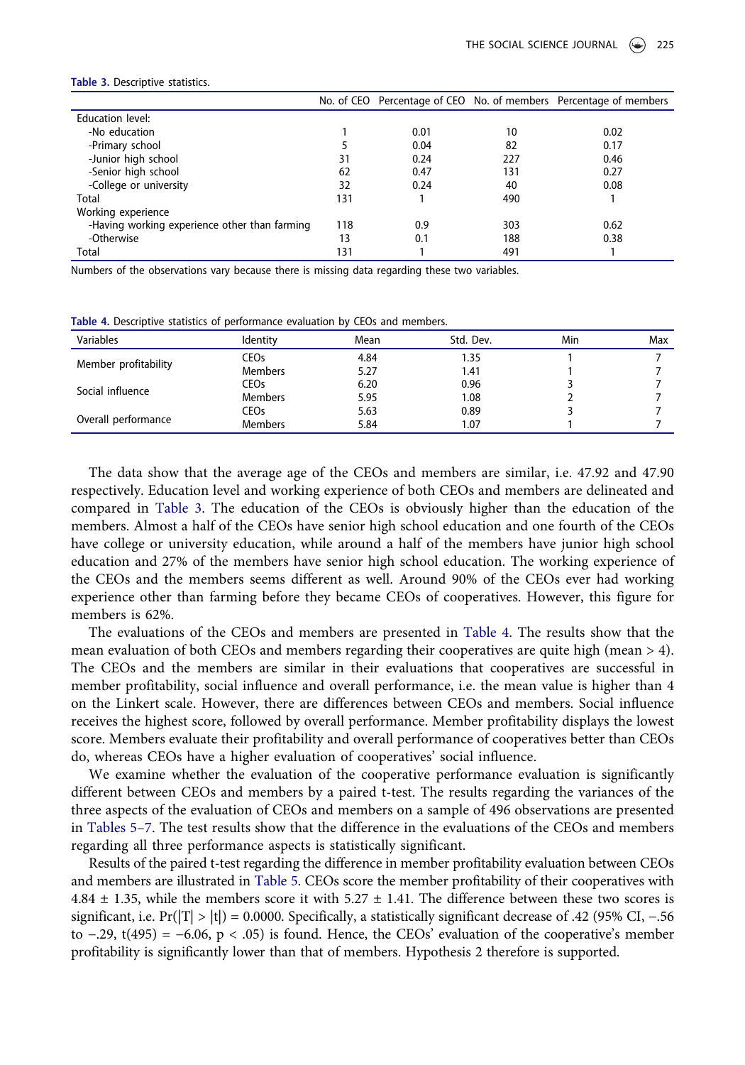**Table 3.** Descriptive statistics.

| | No. of CEO | Percentage of CEO | No. of members | Percentage of members |
|---|---|---|---|---|
| Education level: | | | | |
| -No education | 1 | 0.01 | 10 | 0.02 |
| -Primary school | 5 | 0.04 | 82 | 0.17 |
| -Junior high school | 31 | 0.24 | 227 | 0.46 |
| -Senior high school | 62 | 0.47 | 131 | 0.27 |
| -College or university | 32 | 0.24 | 40 | 0.08 |
| Total | 131 | 1 | 490 | 1 |
| Working experience | | | | |
| -Having working experience other than farming | 118 | 0.9 | 303 | 0.62 |
| -Otherwise | 13 | 0.1 | 188 | 0.38 |
| Total | 131 | 1 | 491 | 1 |

Numbers of the observations vary because there is missing data regarding these two variables.

**Table 4.** Descriptive statistics of performance evaluation by CEOs and members.

| Variables | Identity | Mean | Std. Dev. | Min | Max |
|---|---|---|---|---|---|
| Member profitability | CEOs | 4.84 | 1.35 | 1 | 7 |
| | Members | 5.27 | 1.41 | 1 | 7 |
| Social influence | CEOs | 6.20 | 0.96 | 3 | 7 |
| | Members | 5.95 | 1.08 | 2 | 7 |
| Overall performance | CEOs | 5.63 | 0.89 | 3 | 7 |
| | Members | 5.84 | 1.07 | 1 | 7 |

The data show that the average age of the CEOs and members are similar, i.e. 47.92 and 47.90 respectively. Education level and working experience of both CEOs and members are delineated and compared in Table 3. The education of the CEOs is obviously higher than the education of the members. Almost a half of the CEOs have senior high school education and one fourth of the CEOs have college or university education, while around a half of the members have junior high school education and 27% of the members have senior high school education. The working experience of the CEOs and the members seems different as well. Around 90% of the CEOs ever had working experience other than farming before they became CEOs of cooperatives. However, this figure for members is 62%.

The evaluations of the CEOs and members are presented in Table 4. The results show that the mean evaluation of both CEOs and members regarding their cooperatives are quite high (mean > 4). The CEOs and the members are similar in their evaluations that cooperatives are successful in member profitability, social influence and overall performance, i.e. the mean value is higher than 4 on the Linkert scale. However, there are differences between CEOs and members. Social influence receives the highest score, followed by overall performance. Member profitability displays the lowest score. Members evaluate their profitability and overall performance of cooperatives better than CEOs do, whereas CEOs have a higher evaluation of cooperatives' social influence.

We examine whether the evaluation of the cooperative performance evaluation is significantly different between CEOs and members by a paired t-test. The results regarding the variances of the three aspects of the evaluation of CEOs and members on a sample of 496 observations are presented in Tables 5–7. The test results show that the difference in the evaluations of the CEOs and members regarding all three performance aspects is statistically significant.

Results of the paired t-test regarding the difference in member profitability evaluation between CEOs and members are illustrated in Table 5. CEOs score the member profitability of their cooperatives with $4.84 \pm 1.35$, while the members score it with $5.27 \pm 1.41$. The difference between these two scores is significant, i.e. $\Pr(|T| > |t|) = 0.0000$. Specifically, a statistically significant decrease of .42 (95% CI, −.56 to −.29, $t(495) = -6.06$, $p < .05$) is found. Hence, the CEOs' evaluation of the cooperative's member profitability is significantly lower than that of members. Hypothesis 2 therefore is supported.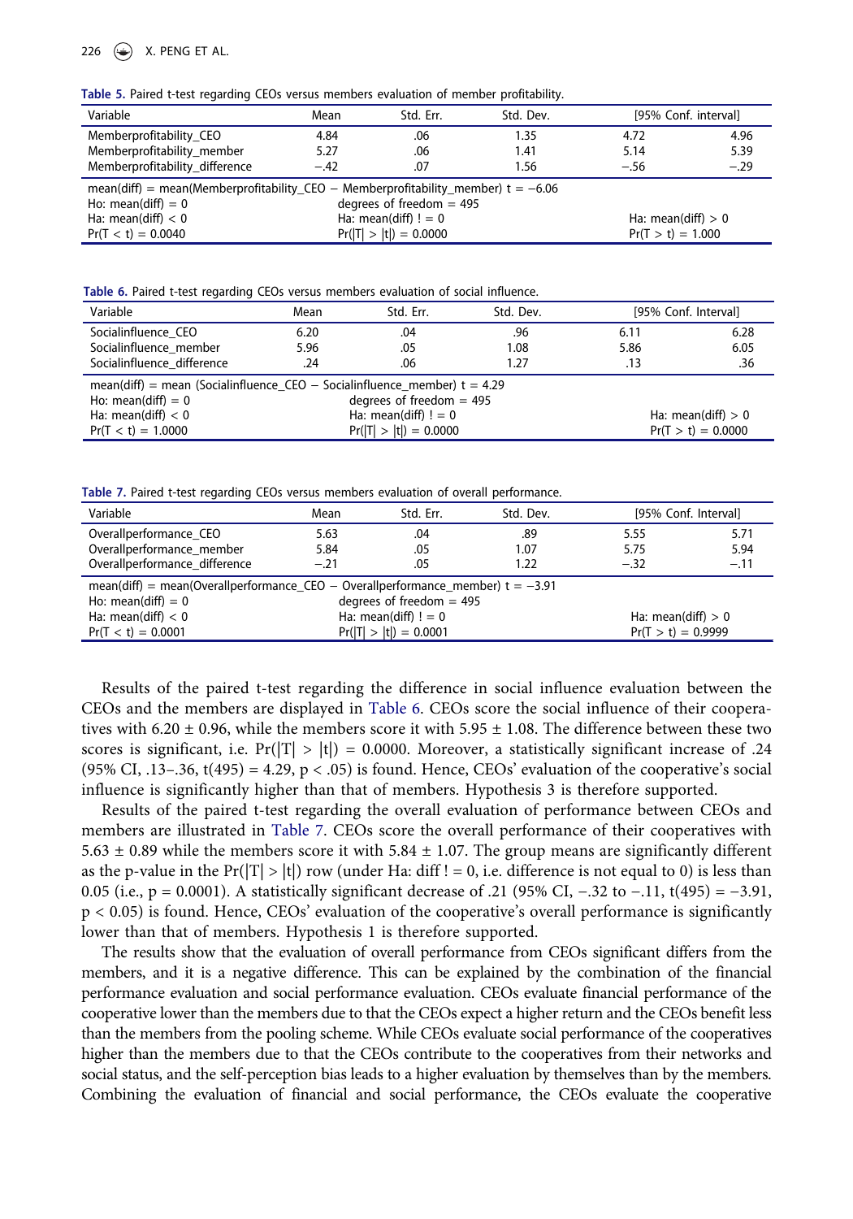**Table 5.** Paired t-test regarding CEOs versus members evaluation of member profitability.

| Variable | Mean | Std. Err. | Std. Dev. | [95% Conf. interval] | |
|---|---|---|---|---|---|
| Memberprofitability_CEO | 4.84 | .06 | 1.35 | 4.72 | 4.96 |
| Memberprofitability_member | 5.27 | .06 | 1.41 | 5.14 | 5.39 |
| Memberprofitability_difference | −.42 | .07 | 1.56 | −.56 | −.29 |
| mean(diff) = mean(Memberprofitability_CEO − Memberprofitability_member) t = −6.06 | | | | | |
| Ho: mean(diff) = 0 | | degrees of freedom = 495 | | | |
| Ha: mean(diff) < 0 | | Ha: mean(diff) ! = 0 | | Ha: mean(diff) > 0 | |
| Pr(T < t) = 0.0040 | | Pr(\|T\| > \|t\|) = 0.0000 | | Pr(T > t) = 1.000 | |

**Table 6.** Paired t-test regarding CEOs versus members evaluation of social influence.

| Variable | Mean | Std. Err. | Std. Dev. | [95% Conf. Interval] | |
|---|---|---|---|---|---|
| Socialinfluence_CEO | 6.20 | .04 | .96 | 6.11 | 6.28 |
| Socialinfluence_member | 5.96 | .05 | 1.08 | 5.86 | 6.05 |
| Socialinfluence_difference | .24 | .06 | 1.27 | .13 | .36 |
| mean(diff) = mean (Socialinfluence_CEO − Socialinfluence_member) t = 4.29 | | | | | |
| Ho: mean(diff) = 0 | | degrees of freedom = 495 | | | |
| Ha: mean(diff) < 0 | | Ha: mean(diff) ! = 0 | | Ha: mean(diff) > 0 | |
| Pr(T < t) = 1.0000 | | Pr(\|T\| > \|t\|) = 0.0000 | | Pr(T > t) = 0.0000 | |

**Table 7.** Paired t-test regarding CEOs versus members evaluation of overall performance.

| Variable | Mean | Std. Err. | Std. Dev. | [95% Conf. Interval] | |
|---|---|---|---|---|---|
| Overallperformance_CEO | 5.63 | .04 | .89 | 5.55 | 5.71 |
| Overallperformance_member | 5.84 | .05 | 1.07 | 5.75 | 5.94 |
| Overallperformance_difference | −.21 | .05 | 1.22 | −.32 | −.11 |
| mean(diff) = mean(Overallperformance_CEO − Overallperformance_member) t = −3.91 | | | | | |
| Ho: mean(diff) = 0 | | degrees of freedom = 495 | | | |
| Ha: mean(diff) < 0 | | Ha: mean(diff) ! = 0 | | Ha: mean(diff) > 0 | |
| Pr(T < t) = 0.0001 | | Pr(\|T\| > \|t\|) = 0.0001 | | Pr(T > t) = 0.9999 | |

Results of the paired t-test regarding the difference in social influence evaluation between the CEOs and the members are displayed in Table 6. CEOs score the social influence of their cooperatives with 6.20 ± 0.96, while the members score it with 5.95 ± 1.08. The difference between these two scores is significant, i.e. Pr(|T| > |t|) = 0.0000. Moreover, a statistically significant increase of .24 (95% CI, .13–.36, $t(495) = 4.29$, $p < .05$) is found. Hence, CEOs' evaluation of the cooperative's social influence is significantly higher than that of members. Hypothesis 3 is therefore supported.

Results of the paired t-test regarding the overall evaluation of performance between CEOs and members are illustrated in Table 7. CEOs score the overall performance of their cooperatives with 5.63 ± 0.89 while the members score it with 5.84 ± 1.07. The group means are significantly different as the p-value in the Pr(|T| > |t|) row (under Ha: diff ! = 0, i.e. difference is not equal to 0) is less than 0.05 (i.e., p = 0.0001). A statistically significant decrease of .21 (95% CI, −.32 to −.11, $t(495) = -3.91$, $p < 0.05$) is found. Hence, CEOs' evaluation of the cooperative's overall performance is significantly lower than that of members. Hypothesis 1 is therefore supported.

The results show that the evaluation of overall performance from CEOs significant differs from the members, and it is a negative difference. This can be explained by the combination of the financial performance evaluation and social performance evaluation. CEOs evaluate financial performance of the cooperative lower than the members due to that the CEOs expect a higher return and the CEOs benefit less than the members from the pooling scheme. While CEOs evaluate social performance of the cooperatives higher than the members due to that the CEOs contribute to the cooperatives from their networks and social status, and the self-perception bias leads to a higher evaluation by themselves than by the members. Combining the evaluation of financial and social performance, the CEOs evaluate the cooperative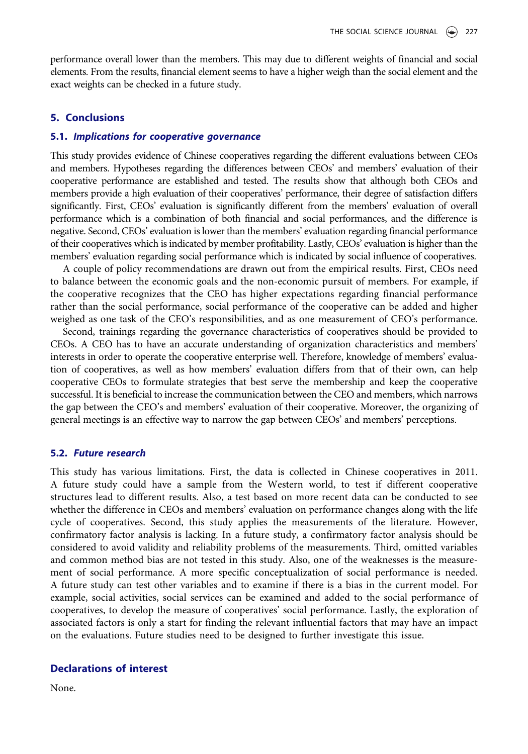performance overall lower than the members. This may due to different weights of financial and social elements. From the results, financial element seems to have a higher weigh than the social element and the exact weights can be checked in a future study.

## 5. Conclusions

### 5.1. *Implications for cooperative governance*

This study provides evidence of Chinese cooperatives regarding the different evaluations between CEOs and members. Hypotheses regarding the differences between CEOs' and members' evaluation of their cooperative performance are established and tested. The results show that although both CEOs and members provide a high evaluation of their cooperatives' performance, their degree of satisfaction differs significantly. First, CEOs' evaluation is significantly different from the members' evaluation of overall performance which is a combination of both financial and social performances, and the difference is negative. Second, CEOs' evaluation is lower than the members' evaluation regarding financial performance of their cooperatives which is indicated by member profitability. Lastly, CEOs' evaluation is higher than the members' evaluation regarding social performance which is indicated by social influence of cooperatives.

A couple of policy recommendations are drawn out from the empirical results. First, CEOs need to balance between the economic goals and the non-economic pursuit of members. For example, if the cooperative recognizes that the CEO has higher expectations regarding financial performance rather than the social performance, social performance of the cooperative can be added and higher weighed as one task of the CEO's responsibilities, and as one measurement of CEO's performance.

Second, trainings regarding the governance characteristics of cooperatives should be provided to CEOs. A CEO has to have an accurate understanding of organization characteristics and members' interests in order to operate the cooperative enterprise well. Therefore, knowledge of members' evaluation of cooperatives, as well as how members' evaluation differs from that of their own, can help cooperative CEOs to formulate strategies that best serve the membership and keep the cooperative successful. It is beneficial to increase the communication between the CEO and members, which narrows the gap between the CEO's and members' evaluation of their cooperative. Moreover, the organizing of general meetings is an effective way to narrow the gap between CEOs' and members' perceptions.

### 5.2. *Future research*

This study has various limitations. First, the data is collected in Chinese cooperatives in 2011. A future study could have a sample from the Western world, to test if different cooperative structures lead to different results. Also, a test based on more recent data can be conducted to see whether the difference in CEOs and members' evaluation on performance changes along with the life cycle of cooperatives. Second, this study applies the measurements of the literature. However, confirmatory factor analysis is lacking. In a future study, a confirmatory factor analysis should be considered to avoid validity and reliability problems of the measurements. Third, omitted variables and common method bias are not tested in this study. Also, one of the weaknesses is the measurement of social performance. A more specific conceptualization of social performance is needed. A future study can test other variables and to examine if there is a bias in the current model. For example, social activities, social services can be examined and added to the social performance of cooperatives, to develop the measure of cooperatives' social performance. Lastly, the exploration of associated factors is only a start for finding the relevant influential factors that may have an impact on the evaluations. Future studies need to be designed to further investigate this issue.

## Declarations of interest

None.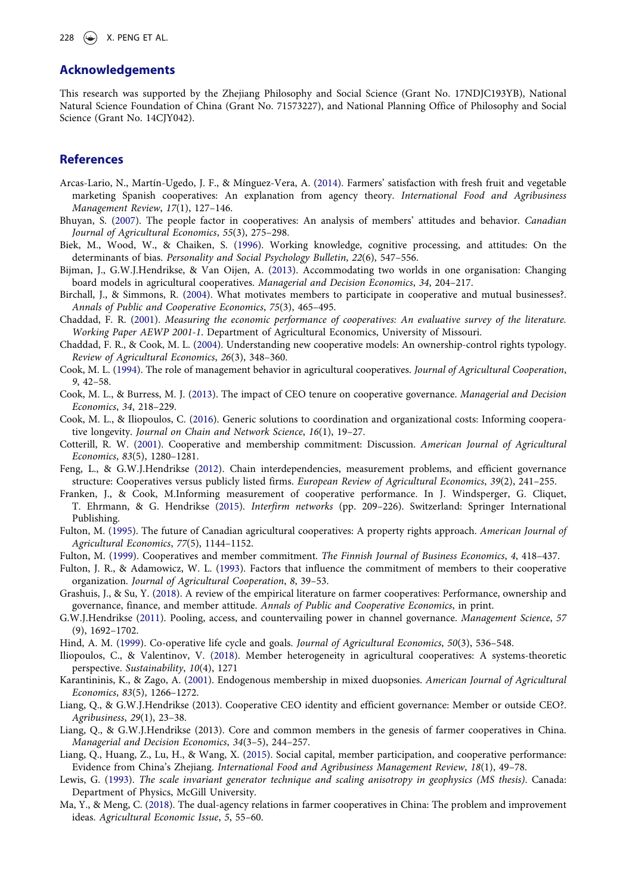## Acknowledgements

This research was supported by the Zhejiang Philosophy and Social Science (Grant No. 17NDJC193YB), National Natural Science Foundation of China (Grant No. 71573227), and National Planning Office of Philosophy and Social Science (Grant No. 14CJY042).

## References

Arcas-Lario, N., Martín-Ugedo, J. F., & Mínguez-Vera, A. (2014). Farmers' satisfaction with fresh fruit and vegetable marketing Spanish cooperatives: An explanation from agency theory. *International Food and Agribusiness Management Review*, *17*(1), 127–146.

Bhuyan, S. (2007). The people factor in cooperatives: An analysis of members' attitudes and behavior. *Canadian Journal of Agricultural Economics*, *55*(3), 275–298.

Biek, M., Wood, W., & Chaiken, S. (1996). Working knowledge, cognitive processing, and attitudes: On the determinants of bias. *Personality and Social Psychology Bulletin*, *22*(6), 547–556.

Bijman, J., G.W.J.Hendrikse, & Van Oijen, A. (2013). Accommodating two worlds in one organisation: Changing board models in agricultural cooperatives. *Managerial and Decision Economics*, *34*, 204–217.

Birchall, J., & Simmons, R. (2004). What motivates members to participate in cooperative and mutual businesses?. *Annals of Public and Cooperative Economics*, *75*(3), 465–495.

Chaddad, F. R. (2001). *Measuring the economic performance of cooperatives: An evaluative survey of the literature. Working Paper AEWP 2001-1*. Department of Agricultural Economics, University of Missouri.

Chaddad, F. R., & Cook, M. L. (2004). Understanding new cooperative models: An ownership-control rights typology. *Review of Agricultural Economics*, *26*(3), 348–360.

Cook, M. L. (1994). The role of management behavior in agricultural cooperatives. *Journal of Agricultural Cooperation*, *9*, 42–58.

Cook, M. L., & Burress, M. J. (2013). The impact of CEO tenure on cooperative governance. *Managerial and Decision Economics*, *34*, 218–229.

Cook, M. L., & Iliopoulos, C. (2016). Generic solutions to coordination and organizational costs: Informing cooperative longevity. *Journal on Chain and Network Science*, *16*(1), 19–27.

Cotterill, R. W. (2001). Cooperative and membership commitment: Discussion. *American Journal of Agricultural Economics*, *83*(5), 1280–1281.

Feng, L., & G.W.J.Hendrikse (2012). Chain interdependencies, measurement problems, and efficient governance structure: Cooperatives versus publicly listed firms. *European Review of Agricultural Economics*, *39*(2), 241–255.

Franken, J., & Cook, M.Informing measurement of cooperative performance. In J. Windsperger, G. Cliquet, T. Ehrmann, & G. Hendrikse (2015). *Interfirm networks* (pp. 209–226). Switzerland: Springer International Publishing.

Fulton, M. (1995). The future of Canadian agricultural cooperatives: A property rights approach. *American Journal of Agricultural Economics*, *77*(5), 1144–1152.

Fulton, M. (1999). Cooperatives and member commitment. *The Finnish Journal of Business Economics*, *4*, 418–437.

Fulton, J. R., & Adamowicz, W. L. (1993). Factors that influence the commitment of members to their cooperative organization. *Journal of Agricultural Cooperation*, *8*, 39–53.

Grashuis, J., & Su, Y. (2018). A review of the empirical literature on farmer cooperatives: Performance, ownership and governance, finance, and member attitude. *Annals of Public and Cooperative Economics*, in print.

G.W.J.Hendrikse (2011). Pooling, access, and countervailing power in channel governance. *Management Science*, *57* (9), 1692–1702.

Hind, A. M. (1999). Co-operative life cycle and goals. *Journal of Agricultural Economics*, *50*(3), 536–548.

Iliopoulos, C., & Valentinov, V. (2018). Member heterogeneity in agricultural cooperatives: A systems-theoretic perspective. *Sustainability*, *10*(4), 1271

Karantininis, K., & Zago, A. (2001). Endogenous membership in mixed duopsonies. *American Journal of Agricultural Economics*, *83*(5), 1266–1272.

Liang, Q., & G.W.J.Hendrikse (2013). Cooperative CEO identity and efficient governance: Member or outside CEO?. *Agribusiness*, *29*(1), 23–38.

Liang, Q., & G.W.J.Hendrikse (2013). Core and common members in the genesis of farmer cooperatives in China. *Managerial and Decision Economics*, *34*(3–5), 244–257.

Liang, Q., Huang, Z., Lu, H., & Wang, X. (2015). Social capital, member participation, and cooperative performance: Evidence from China's Zhejiang. *International Food and Agribusiness Management Review*, *18*(1), 49–78.

Lewis, G. (1993). *The scale invariant generator technique and scaling anisotropy in geophysics (MS thesis)*. Canada: Department of Physics, McGill University.

Ma, Y., & Meng, C. (2018). The dual-agency relations in farmer cooperatives in China: The problem and improvement ideas. *Agricultural Economic Issue*, *5*, 55–60.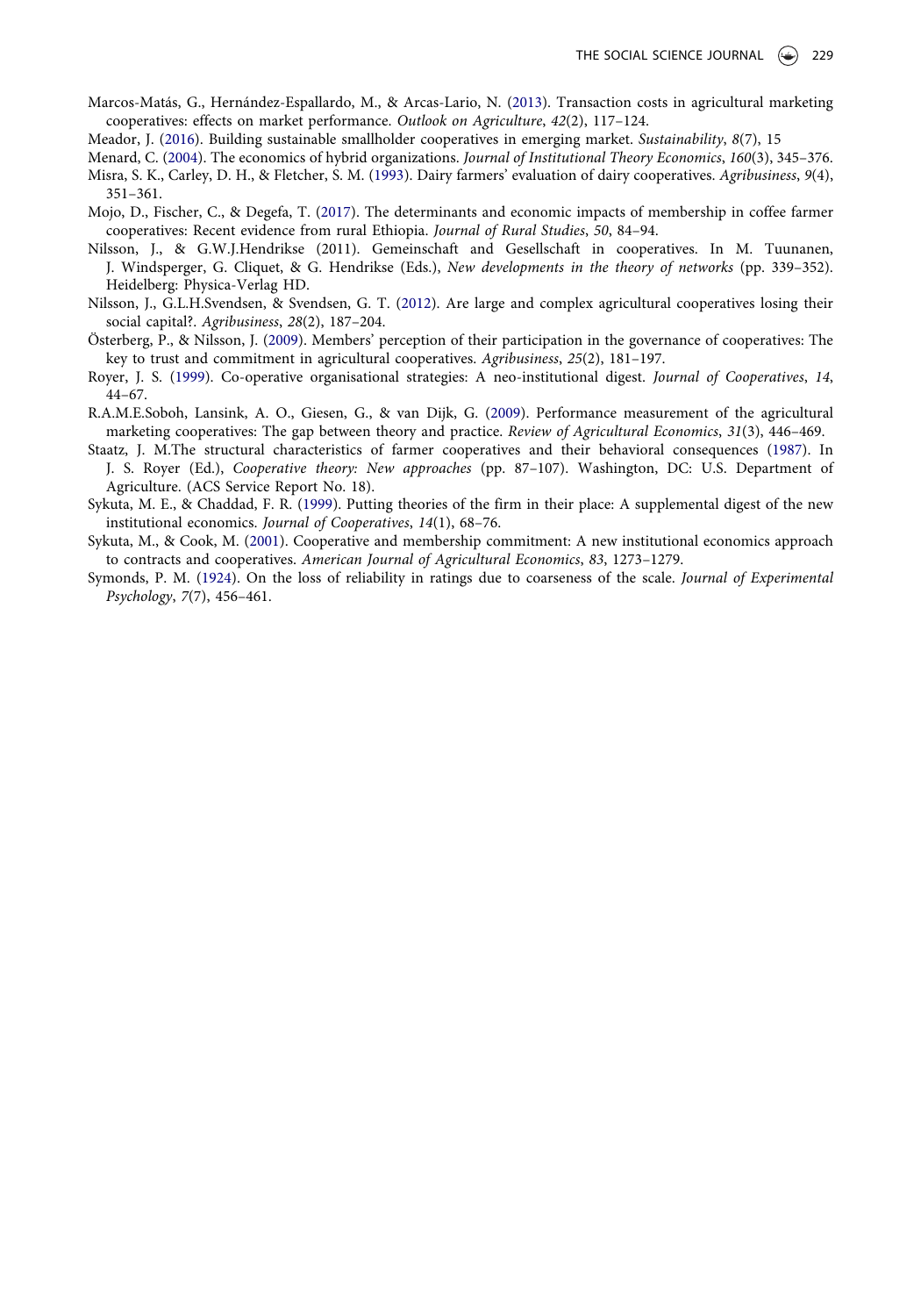Marcos-Matás, G., Hernández-Espallardo, M., & Arcas-Lario, N. (2013). Transaction costs in agricultural marketing cooperatives: effects on market performance. *Outlook on Agriculture*, *42*(2), 117–124.

Meador, J. (2016). Building sustainable smallholder cooperatives in emerging market. *Sustainability*, *8*(7), 15

Menard, C. (2004). The economics of hybrid organizations. *Journal of Institutional Theory Economics*, *160*(3), 345–376.

Misra, S. K., Carley, D. H., & Fletcher, S. M. (1993). Dairy farmers' evaluation of dairy cooperatives. *Agribusiness*, *9*(4), 351–361.

Mojo, D., Fischer, C., & Degefa, T. (2017). The determinants and economic impacts of membership in coffee farmer cooperatives: Recent evidence from rural Ethiopia. *Journal of Rural Studies*, *50*, 84–94.

Nilsson, J., & G.W.J.Hendrikse (2011). Gemeinschaft and Gesellschaft in cooperatives. In M. Tuunanen, J. Windsperger, G. Cliquet, & G. Hendrikse (Eds.), *New developments in the theory of networks* (pp. 339–352). Heidelberg: Physica-Verlag HD.

Nilsson, J., G.L.H.Svendsen, & Svendsen, G. T. (2012). Are large and complex agricultural cooperatives losing their social capital?. *Agribusiness*, *28*(2), 187–204.

Österberg, P., & Nilsson, J. (2009). Members' perception of their participation in the governance of cooperatives: The key to trust and commitment in agricultural cooperatives. *Agribusiness*, *25*(2), 181–197.

Royer, J. S. (1999). Co-operative organisational strategies: A neo-institutional digest. *Journal of Cooperatives*, *14*, 44–67.

R.A.M.E.Soboh, Lansink, A. O., Giesen, G., & van Dijk, G. (2009). Performance measurement of the agricultural marketing cooperatives: The gap between theory and practice. *Review of Agricultural Economics*, *31*(3), 446–469.

Staatz, J. M.The structural characteristics of farmer cooperatives and their behavioral consequences (1987). In J. S. Royer (Ed.), *Cooperative theory: New approaches* (pp. 87–107). Washington, DC: U.S. Department of Agriculture. (ACS Service Report No. 18).

Sykuta, M. E., & Chaddad, F. R. (1999). Putting theories of the firm in their place: A supplemental digest of the new institutional economics. *Journal of Cooperatives*, *14*(1), 68–76.

Sykuta, M., & Cook, M. (2001). Cooperative and membership commitment: A new institutional economics approach to contracts and cooperatives. *American Journal of Agricultural Economics*, *83*, 1273–1279.

Symonds, P. M. (1924). On the loss of reliability in ratings due to coarseness of the scale. *Journal of Experimental Psychology*, *7*(7), 456–461.